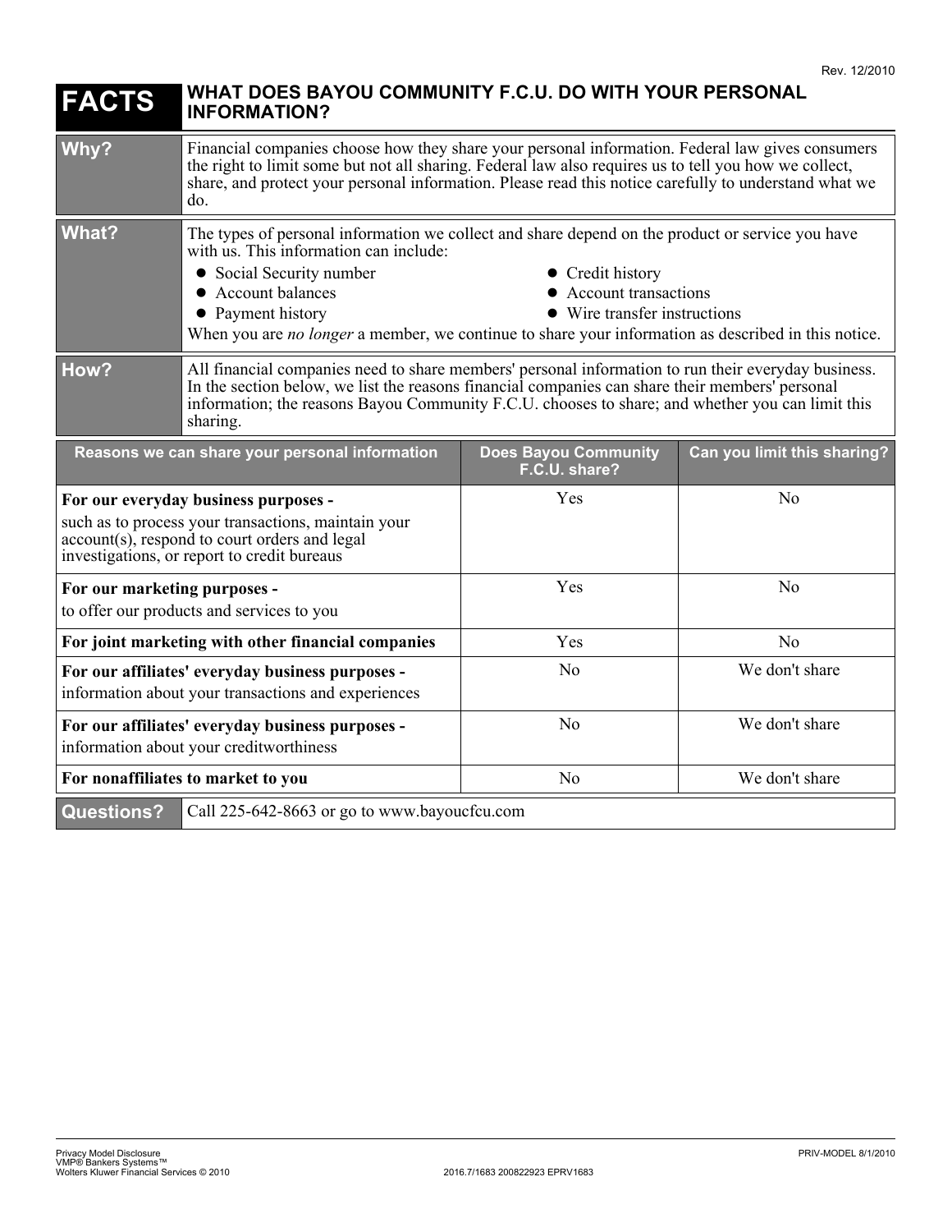Rev. 12/2010

# FACTS — WHAT DOES BAYOU COMMUNITY F.C.U. DO WITH YOUR PERSONAL INFORMATION?

| | |
|---|---|
| **Why?** | Financial companies choose how they share your personal information. Federal law gives consumers the right to limit some but not all sharing. Federal law also requires us to tell you how we collect, share, and protect your personal information. Please read this notice carefully to understand what we do. |
| **What?** | The types of personal information we collect and share depend on the product or service you have with us. This information can include:<br>• Social Security number<br>• Account balances<br>• Payment history<br>• Credit history<br>• Account transactions<br>• Wire transfer instructions<br>When you are *no longer* a member, we continue to share your information as described in this notice. |
| **How?** | All financial companies need to share members' personal information to run their everyday business. In the section below, we list the reasons financial companies can share their members' personal information; the reasons Bayou Community F.C.U. chooses to share; and whether you can limit this sharing. |

| Reasons we can share your personal information | Does Bayou Community F.C.U. share? | Can you limit this sharing? |
|---|---|---|
| **For our everyday business purposes -** such as to process your transactions, maintain your account(s), respond to court orders and legal investigations, or report to credit bureaus | Yes | No |
| **For our marketing purposes -** to offer our products and services to you | Yes | No |
| **For joint marketing with other financial companies** | Yes | No |
| **For our affiliates' everyday business purposes -** information about your transactions and experiences | No | We don't share |
| **For our affiliates' everyday business purposes -** information about your creditworthiness | No | We don't share |
| **For nonaffiliates to market to you** | No | We don't share |

| | |
|---|---|
| **Questions?** | Call 225-642-8663 or go to www.bayoucfcu.com |

Privacy Model Disclosure
VMP® Bankers Systems™
Wolters Kluwer Financial Services © 2010

2016.7/1683 200822923 EPRV1683

PRIV-MODEL 8/1/2010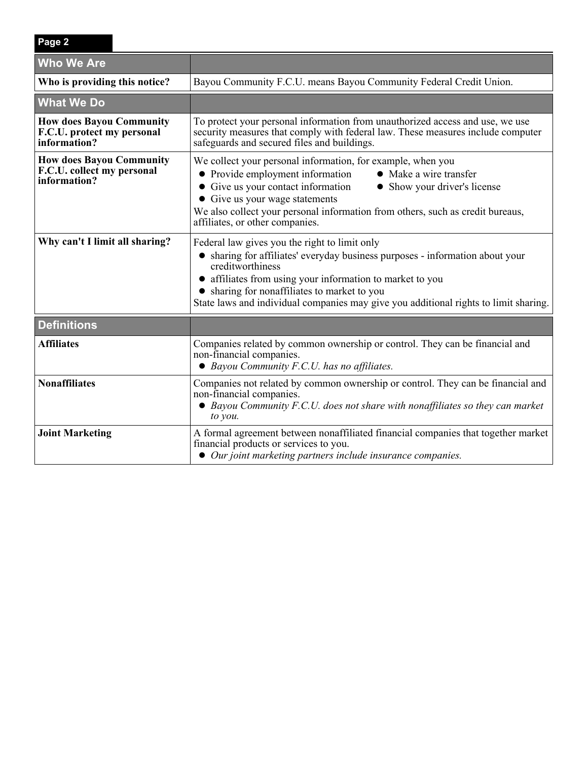| Who We Are | |
|---|---|
| **Who is providing this notice?** | Bayou Community F.C.U. means Bayou Community Federal Credit Union. |

| What We Do | |
|---|---|
| **How does Bayou Community F.C.U. protect my personal information?** | To protect your personal information from unauthorized access and use, we use security measures that comply with federal law. These measures include computer safeguards and secured files and buildings. |
| **How does Bayou Community F.C.U. collect my personal information?** | We collect your personal information, for example, when you<br>● Provide employment information<br>● Make a wire transfer<br>● Give us your contact information<br>● Show your driver's license<br>● Give us your wage statements<br>We also collect your personal information from others, such as credit bureaus, affiliates, or other companies. |
| **Why can't I limit all sharing?** | Federal law gives you the right to limit only<br>● sharing for affiliates' everyday business purposes - information about your creditworthiness<br>● affiliates from using your information to market to you<br>● sharing for nonaffiliates to market to you<br>State laws and individual companies may give you additional rights to limit sharing. |

| Definitions | |
|---|---|
| **Affiliates** | Companies related by common ownership or control. They can be financial and non-financial companies.<br>● *Bayou Community F.C.U. has no affiliates.* |
| **Nonaffiliates** | Companies not related by common ownership or control. They can be financial and non-financial companies.<br>● *Bayou Community F.C.U. does not share with nonaffiliates so they can market to you.* |
| **Joint Marketing** | A formal agreement between nonaffiliated financial companies that together market financial products or services to you.<br>● *Our joint marketing partners include insurance companies.* |